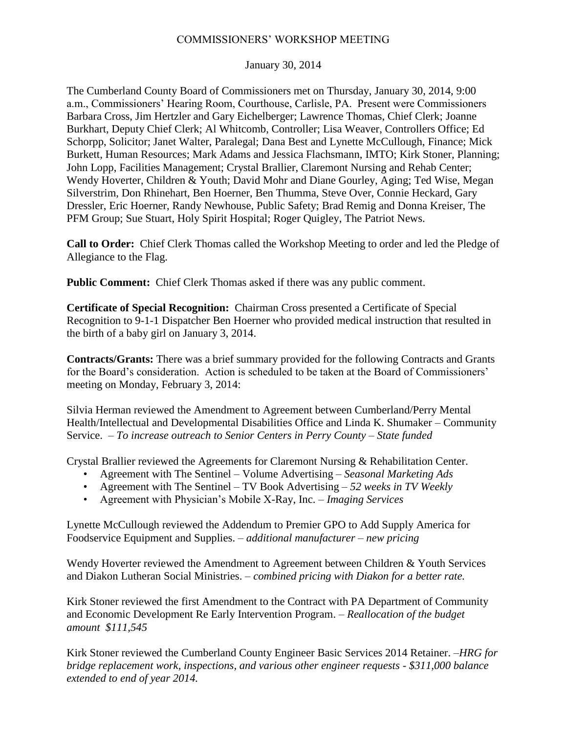# COMMISSIONERS' WORKSHOP MEETING

January 30, 2014

The Cumberland County Board of Commissioners met on Thursday, January 30, 2014, 9:00 a.m., Commissioners' Hearing Room, Courthouse, Carlisle, PA. Present were Commissioners Barbara Cross, Jim Hertzler and Gary Eichelberger; Lawrence Thomas, Chief Clerk; Joanne Burkhart, Deputy Chief Clerk; Al Whitcomb, Controller; Lisa Weaver, Controllers Office; Ed Schorpp, Solicitor; Janet Walter, Paralegal; Dana Best and Lynette McCullough, Finance; Mick Burkett, Human Resources; Mark Adams and Jessica Flachsmann, IMTO; Kirk Stoner, Planning; John Lopp, Facilities Management; Crystal Brallier, Claremont Nursing and Rehab Center; Wendy Hoverter, Children & Youth; David Mohr and Diane Gourley, Aging; Ted Wise, Megan Silverstrim, Don Rhinehart, Ben Hoerner, Ben Thumma, Steve Over, Connie Heckard, Gary Dressler, Eric Hoerner, Randy Newhouse, Public Safety; Brad Remig and Donna Kreiser, The PFM Group; Sue Stuart, Holy Spirit Hospital; Roger Quigley, The Patriot News.

**Call to Order:** Chief Clerk Thomas called the Workshop Meeting to order and led the Pledge of Allegiance to the Flag.

**Public Comment:** Chief Clerk Thomas asked if there was any public comment.

**Certificate of Special Recognition:** Chairman Cross presented a Certificate of Special Recognition to 9-1-1 Dispatcher Ben Hoerner who provided medical instruction that resulted in the birth of a baby girl on January 3, 2014.

**Contracts/Grants:** There was a brief summary provided for the following Contracts and Grants for the Board's consideration. Action is scheduled to be taken at the Board of Commissioners' meeting on Monday, February 3, 2014:

Silvia Herman reviewed the Amendment to Agreement between Cumberland/Perry Mental Health/Intellectual and Developmental Disabilities Office and Linda K. Shumaker – Community Service. – *To increase outreach to Senior Centers in Perry County – State funded*

Crystal Brallier reviewed the Agreements for Claremont Nursing & Rehabilitation Center.

- Agreement with The Sentinel – Volume Advertising – *Seasonal Marketing Ads*
- Agreement with The Sentinel – TV Book Advertising – *52 weeks in TV Weekly*
- Agreement with Physician's Mobile X-Ray, Inc. – *Imaging Services*

Lynette McCullough reviewed the Addendum to Premier GPO to Add Supply America for Foodservice Equipment and Supplies. – *additional manufacturer – new pricing*

Wendy Hoverter reviewed the Amendment to Agreement between Children & Youth Services and Diakon Lutheran Social Ministries. – *combined pricing with Diakon for a better rate.*

Kirk Stoner reviewed the first Amendment to the Contract with PA Department of Community and Economic Development Re Early Intervention Program. – *Reallocation of the budget amount $111,545*

Kirk Stoner reviewed the Cumberland County Engineer Basic Services 2014 Retainer. –*HRG for bridge replacement work, inspections, and various other engineer requests - $311,000 balance extended to end of year 2014.*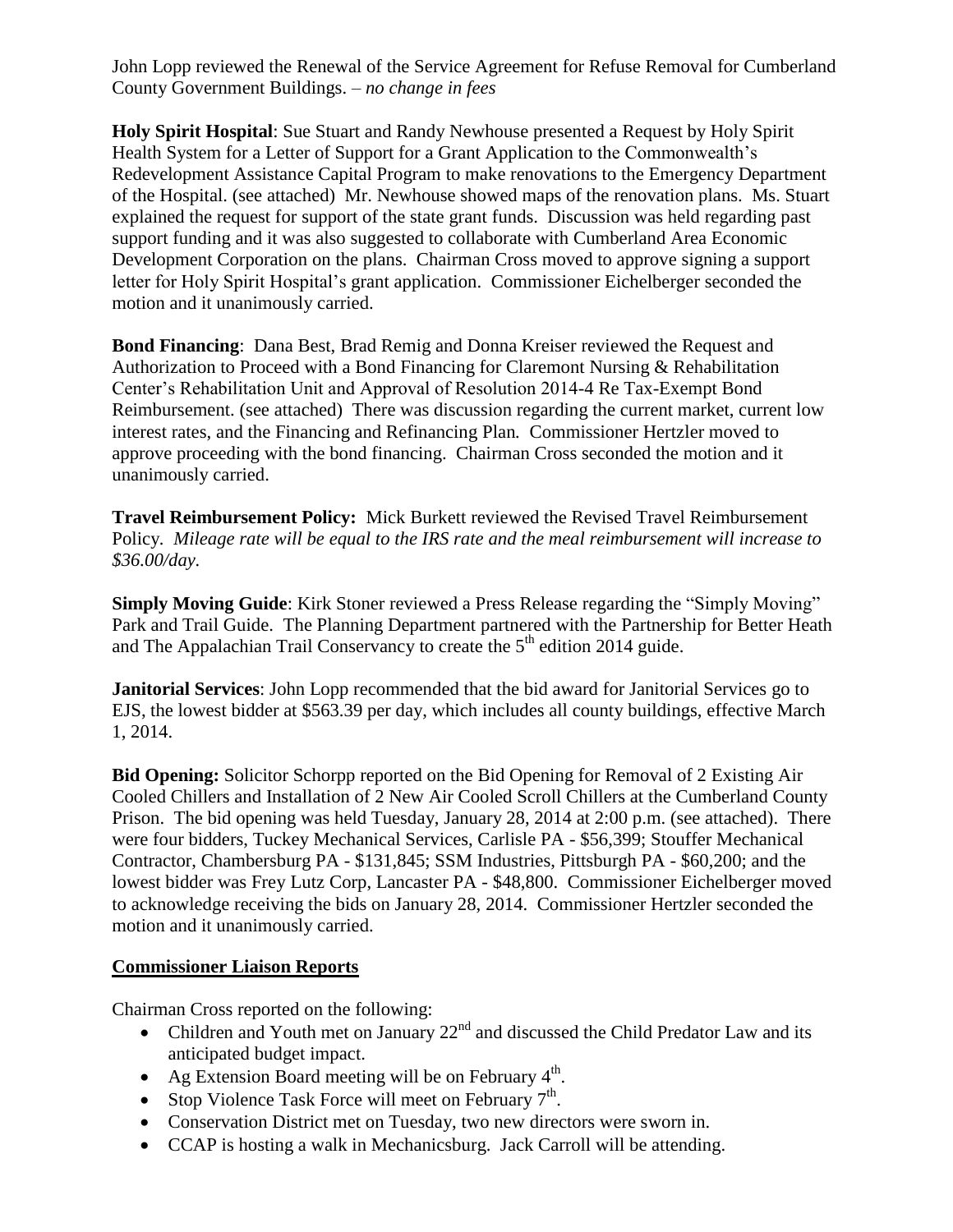John Lopp reviewed the Renewal of the Service Agreement for Refuse Removal for Cumberland County Government Buildings. – *no change in fees*

**Holy Spirit Hospital**: Sue Stuart and Randy Newhouse presented a Request by Holy Spirit Health System for a Letter of Support for a Grant Application to the Commonwealth's Redevelopment Assistance Capital Program to make renovations to the Emergency Department of the Hospital. (see attached) Mr. Newhouse showed maps of the renovation plans. Ms. Stuart explained the request for support of the state grant funds. Discussion was held regarding past support funding and it was also suggested to collaborate with Cumberland Area Economic Development Corporation on the plans. Chairman Cross moved to approve signing a support letter for Holy Spirit Hospital's grant application. Commissioner Eichelberger seconded the motion and it unanimously carried.

**Bond Financing**: Dana Best, Brad Remig and Donna Kreiser reviewed the Request and Authorization to Proceed with a Bond Financing for Claremont Nursing & Rehabilitation Center's Rehabilitation Unit and Approval of Resolution 2014-4 Re Tax-Exempt Bond Reimbursement. (see attached) There was discussion regarding the current market, current low interest rates, and the Financing and Refinancing Plan. Commissioner Hertzler moved to approve proceeding with the bond financing. Chairman Cross seconded the motion and it unanimously carried.

**Travel Reimbursement Policy:** Mick Burkett reviewed the Revised Travel Reimbursement Policy. *Mileage rate will be equal to the IRS rate and the meal reimbursement will increase to $36.00/day.*

**Simply Moving Guide**: Kirk Stoner reviewed a Press Release regarding the "Simply Moving" Park and Trail Guide. The Planning Department partnered with the Partnership for Better Heath and The Appalachian Trail Conservancy to create the 5th edition 2014 guide.

**Janitorial Services**: John Lopp recommended that the bid award for Janitorial Services go to EJS, the lowest bidder at $563.39 per day, which includes all county buildings, effective March 1, 2014.

**Bid Opening:** Solicitor Schorpp reported on the Bid Opening for Removal of 2 Existing Air Cooled Chillers and Installation of 2 New Air Cooled Scroll Chillers at the Cumberland County Prison. The bid opening was held Tuesday, January 28, 2014 at 2:00 p.m. (see attached). There were four bidders, Tuckey Mechanical Services, Carlisle PA - $56,399; Stouffer Mechanical Contractor, Chambersburg PA - $131,845; SSM Industries, Pittsburgh PA - $60,200; and the lowest bidder was Frey Lutz Corp, Lancaster PA - $48,800. Commissioner Eichelberger moved to acknowledge receiving the bids on January 28, 2014. Commissioner Hertzler seconded the motion and it unanimously carried.

## Commissioner Liaison Reports

Chairman Cross reported on the following:

- Children and Youth met on January 22nd and discussed the Child Predator Law and its anticipated budget impact.
- Ag Extension Board meeting will be on February 4th.
- Stop Violence Task Force will meet on February 7th.
- Conservation District met on Tuesday, two new directors were sworn in.
- CCAP is hosting a walk in Mechanicsburg. Jack Carroll will be attending.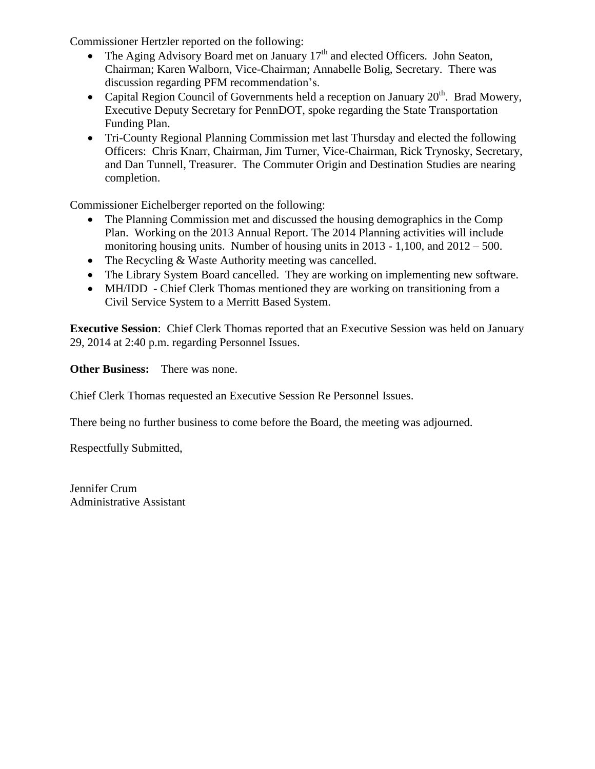Commissioner Hertzler reported on the following:

- The Aging Advisory Board met on January 17th and elected Officers. John Seaton, Chairman; Karen Walborn, Vice-Chairman; Annabelle Bolig, Secretary. There was discussion regarding PFM recommendation's.
- Capital Region Council of Governments held a reception on January 20th. Brad Mowery, Executive Deputy Secretary for PennDOT, spoke regarding the State Transportation Funding Plan.
- Tri-County Regional Planning Commission met last Thursday and elected the following Officers: Chris Knarr, Chairman, Jim Turner, Vice-Chairman, Rick Trynosky, Secretary, and Dan Tunnell, Treasurer. The Commuter Origin and Destination Studies are nearing completion.

Commissioner Eichelberger reported on the following:

- The Planning Commission met and discussed the housing demographics in the Comp Plan. Working on the 2013 Annual Report. The 2014 Planning activities will include monitoring housing units. Number of housing units in 2013 - 1,100, and 2012 – 500.
- The Recycling & Waste Authority meeting was cancelled.
- The Library System Board cancelled. They are working on implementing new software.
- MH/IDD - Chief Clerk Thomas mentioned they are working on transitioning from a Civil Service System to a Merritt Based System.

**Executive Session**: Chief Clerk Thomas reported that an Executive Session was held on January 29, 2014 at 2:40 p.m. regarding Personnel Issues.

**Other Business:** There was none.

Chief Clerk Thomas requested an Executive Session Re Personnel Issues.

There being no further business to come before the Board, the meeting was adjourned.

Respectfully Submitted,

Jennifer Crum
Administrative Assistant